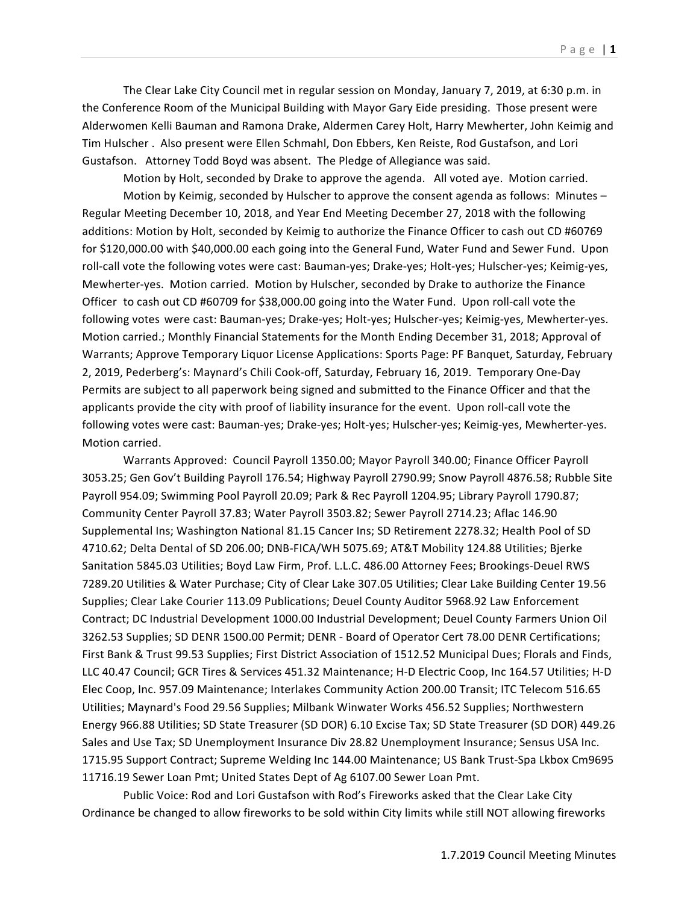The Clear Lake City Council met in regular session on Monday, January 7, 2019, at 6:30 p.m. in the Conference Room of the Municipal Building with Mayor Gary Eide presiding. Those present were Alderwomen Kelli Bauman and Ramona Drake, Aldermen Carey Holt, Harry Mewherter, John Keimig and Tim Hulscher . Also present were Ellen Schmahl, Don Ebbers, Ken Reiste, Rod Gustafson, and Lori Gustafson. Attorney Todd Boyd was absent. The Pledge of Allegiance was said.

Motion by Holt, seconded by Drake to approve the agenda. All voted aye. Motion carried.

Motion by Keimig, seconded by Hulscher to approve the consent agenda as follows: Minutes – Regular Meeting December 10, 2018, and Year End Meeting December 27, 2018 with the following additions: Motion by Holt, seconded by Keimig to authorize the Finance Officer to cash out CD #60769 for $120,000.00 with $40,000.00 each going into the General Fund, Water Fund and Sewer Fund. Upon roll-call vote the following votes were cast: Bauman-yes; Drake-yes; Holt-yes; Hulscher-yes; Keimig-yes, Mewherter-yes. Motion carried. Motion by Hulscher, seconded by Drake to authorize the Finance Officer to cash out CD #60709 for $38,000.00 going into the Water Fund. Upon roll-call vote the following votes were cast: Bauman-yes; Drake-yes; Holt-yes; Hulscher-yes; Keimig-yes, Mewherter-yes. Motion carried.; Monthly Financial Statements for the Month Ending December 31, 2018; Approval of Warrants; Approve Temporary Liquor License Applications: Sports Page: PF Banquet, Saturday, February 2, 2019, Pederberg's: Maynard's Chili Cook-off, Saturday, February 16, 2019. Temporary One-Day Permits are subject to all paperwork being signed and submitted to the Finance Officer and that the applicants provide the city with proof of liability insurance for the event. Upon roll-call vote the following votes were cast: Bauman-yes; Drake-yes; Holt-yes; Hulscher-yes; Keimig-yes, Mewherter-yes. Motion carried.

Warrants Approved: Council Payroll 1350.00; Mayor Payroll 340.00; Finance Officer Payroll 3053.25; Gen Gov't Building Payroll 176.54; Highway Payroll 2790.99; Snow Payroll 4876.58; Rubble Site Payroll 954.09; Swimming Pool Payroll 20.09; Park & Rec Payroll 1204.95; Library Payroll 1790.87; Community Center Payroll 37.83; Water Payroll 3503.82; Sewer Payroll 2714.23; Aflac 146.90 Supplemental Ins; Washington National 81.15 Cancer Ins; SD Retirement 2278.32; Health Pool of SD 4710.62; Delta Dental of SD 206.00; DNB-FICA/WH 5075.69; AT&T Mobility 124.88 Utilities; Bjerke Sanitation 5845.03 Utilities; Boyd Law Firm, Prof. L.L.C. 486.00 Attorney Fees; Brookings-Deuel RWS 7289.20 Utilities & Water Purchase; City of Clear Lake 307.05 Utilities; Clear Lake Building Center 19.56 Supplies; Clear Lake Courier 113.09 Publications; Deuel County Auditor 5968.92 Law Enforcement Contract; DC Industrial Development 1000.00 Industrial Development; Deuel County Farmers Union Oil 3262.53 Supplies; SD DENR 1500.00 Permit; DENR - Board of Operator Cert 78.00 DENR Certifications; First Bank & Trust 99.53 Supplies; First District Association of 1512.52 Municipal Dues; Florals and Finds, LLC 40.47 Council; GCR Tires & Services 451.32 Maintenance; H-D Electric Coop, Inc 164.57 Utilities; H-D Elec Coop, Inc. 957.09 Maintenance; Interlakes Community Action 200.00 Transit; ITC Telecom 516.65 Utilities; Maynard's Food 29.56 Supplies; Milbank Winwater Works 456.52 Supplies; Northwestern Energy 966.88 Utilities; SD State Treasurer (SD DOR) 6.10 Excise Tax; SD State Treasurer (SD DOR) 449.26 Sales and Use Tax; SD Unemployment Insurance Div 28.82 Unemployment Insurance; Sensus USA Inc. 1715.95 Support Contract; Supreme Welding Inc 144.00 Maintenance; US Bank Trust-Spa Lkbox Cm9695 11716.19 Sewer Loan Pmt; United States Dept of Ag 6107.00 Sewer Loan Pmt.

Public Voice: Rod and Lori Gustafson with Rod's Fireworks asked that the Clear Lake City Ordinance be changed to allow fireworks to be sold within City limits while still NOT allowing fireworks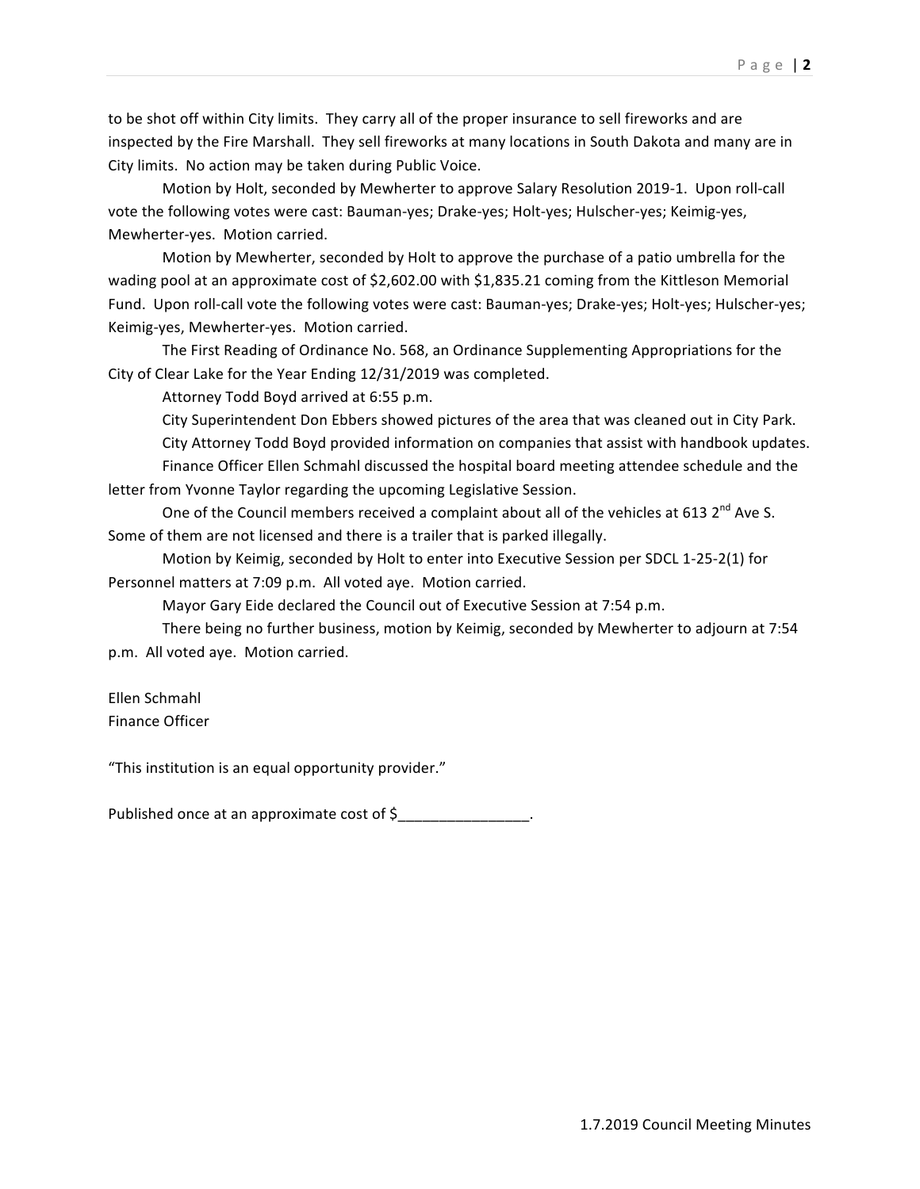to be shot off within City limits. They carry all of the proper insurance to sell fireworks and are inspected by the Fire Marshall. They sell fireworks at many locations in South Dakota and many are in City limits. No action may be taken during Public Voice.

Motion by Holt, seconded by Mewherter to approve Salary Resolution 2019-1. Upon roll-call vote the following votes were cast: Bauman-yes; Drake-yes; Holt-yes; Hulscher-yes; Keimig-yes, Mewherter-yes. Motion carried.

Motion by Mewherter, seconded by Holt to approve the purchase of a patio umbrella for the wading pool at an approximate cost of $2,602.00 with $1,835.21 coming from the Kittleson Memorial Fund. Upon roll-call vote the following votes were cast: Bauman-yes; Drake-yes; Holt-yes; Hulscher-yes; Keimig-yes, Mewherter-yes. Motion carried.

The First Reading of Ordinance No. 568, an Ordinance Supplementing Appropriations for the City of Clear Lake for the Year Ending 12/31/2019 was completed.

Attorney Todd Boyd arrived at 6:55 p.m.

City Superintendent Don Ebbers showed pictures of the area that was cleaned out in City Park.

City Attorney Todd Boyd provided information on companies that assist with handbook updates.

Finance Officer Ellen Schmahl discussed the hospital board meeting attendee schedule and the letter from Yvonne Taylor regarding the upcoming Legislative Session.

One of the Council members received a complaint about all of the vehicles at 613 2nd Ave S. Some of them are not licensed and there is a trailer that is parked illegally.

Motion by Keimig, seconded by Holt to enter into Executive Session per SDCL 1-25-2(1) for Personnel matters at 7:09 p.m. All voted aye. Motion carried.

Mayor Gary Eide declared the Council out of Executive Session at 7:54 p.m.

There being no further business, motion by Keimig, seconded by Mewherter to adjourn at 7:54 p.m. All voted aye. Motion carried.

Ellen Schmahl
Finance Officer

"This institution is an equal opportunity provider."

Published once at an approximate cost of $________________.